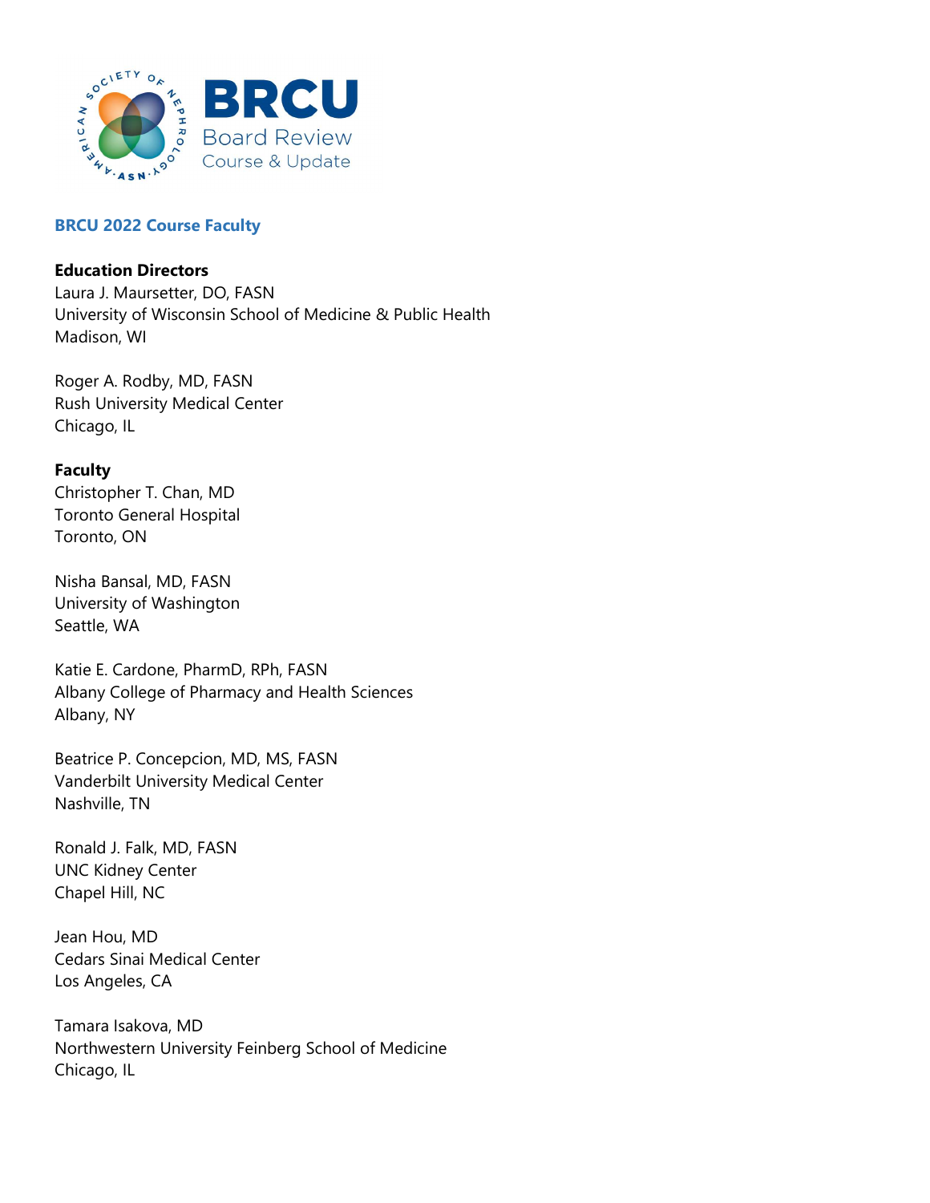## BRCU 2022 Course Faculty

**Education Directors**

Laura J. Maursetter, DO, FASN
University of Wisconsin School of Medicine & Public Health
Madison, WI

Roger A. Rodby, MD, FASN
Rush University Medical Center
Chicago, IL

**Faculty**

Christopher T. Chan, MD
Toronto General Hospital
Toronto, ON

Nisha Bansal, MD, FASN
University of Washington
Seattle, WA

Katie E. Cardone, PharmD, RPh, FASN
Albany College of Pharmacy and Health Sciences
Albany, NY

Beatrice P. Concepcion, MD, MS, FASN
Vanderbilt University Medical Center
Nashville, TN

Ronald J. Falk, MD, FASN
UNC Kidney Center
Chapel Hill, NC

Jean Hou, MD
Cedars Sinai Medical Center
Los Angeles, CA

Tamara Isakova, MD
Northwestern University Feinberg School of Medicine
Chicago, IL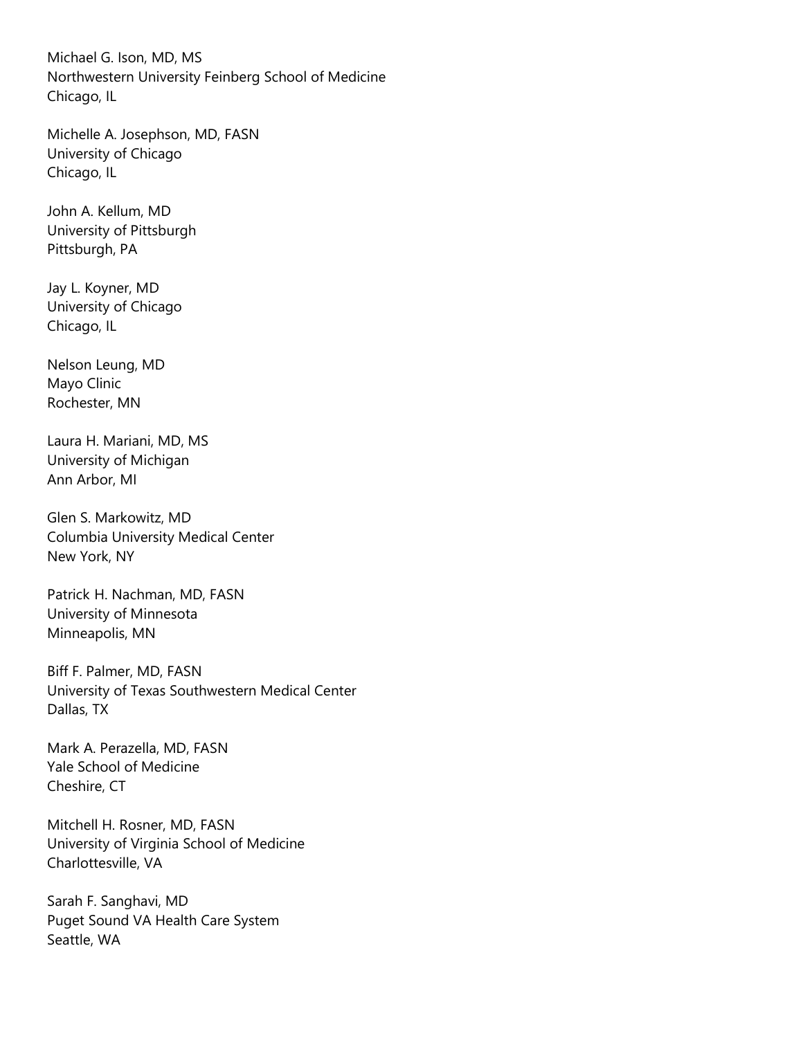Michael G. Ison, MD, MS
Northwestern University Feinberg School of Medicine
Chicago, IL

Michelle A. Josephson, MD, FASN
University of Chicago
Chicago, IL

John A. Kellum, MD
University of Pittsburgh
Pittsburgh, PA

Jay L. Koyner, MD
University of Chicago
Chicago, IL

Nelson Leung, MD
Mayo Clinic
Rochester, MN

Laura H. Mariani, MD, MS
University of Michigan
Ann Arbor, MI

Glen S. Markowitz, MD
Columbia University Medical Center
New York, NY

Patrick H. Nachman, MD, FASN
University of Minnesota
Minneapolis, MN

Biff F. Palmer, MD, FASN
University of Texas Southwestern Medical Center
Dallas, TX

Mark A. Perazella, MD, FASN
Yale School of Medicine
Cheshire, CT

Mitchell H. Rosner, MD, FASN
University of Virginia School of Medicine
Charlottesville, VA

Sarah F. Sanghavi, MD
Puget Sound VA Health Care System
Seattle, WA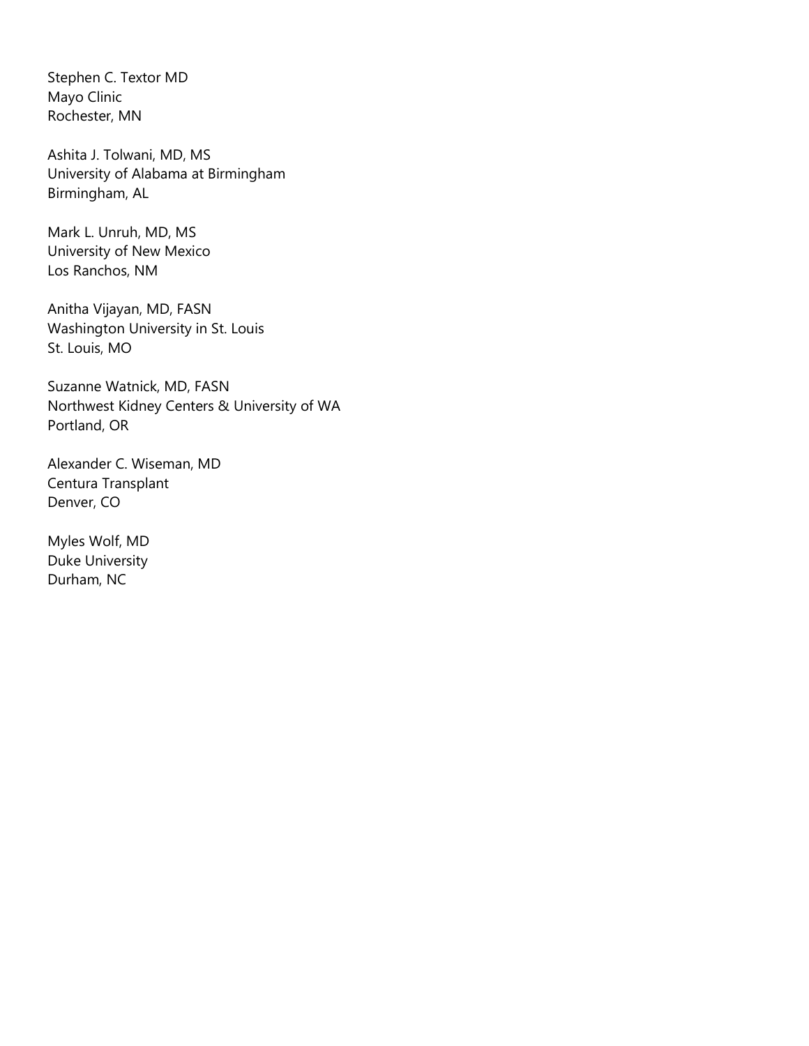Stephen C. Textor MD
Mayo Clinic
Rochester, MN

Ashita J. Tolwani, MD, MS
University of Alabama at Birmingham
Birmingham, AL

Mark L. Unruh, MD, MS
University of New Mexico
Los Ranchos, NM

Anitha Vijayan, MD, FASN
Washington University in St. Louis
St. Louis, MO

Suzanne Watnick, MD, FASN
Northwest Kidney Centers & University of WA
Portland, OR

Alexander C. Wiseman, MD
Centura Transplant
Denver, CO

Myles Wolf, MD
Duke University
Durham, NC